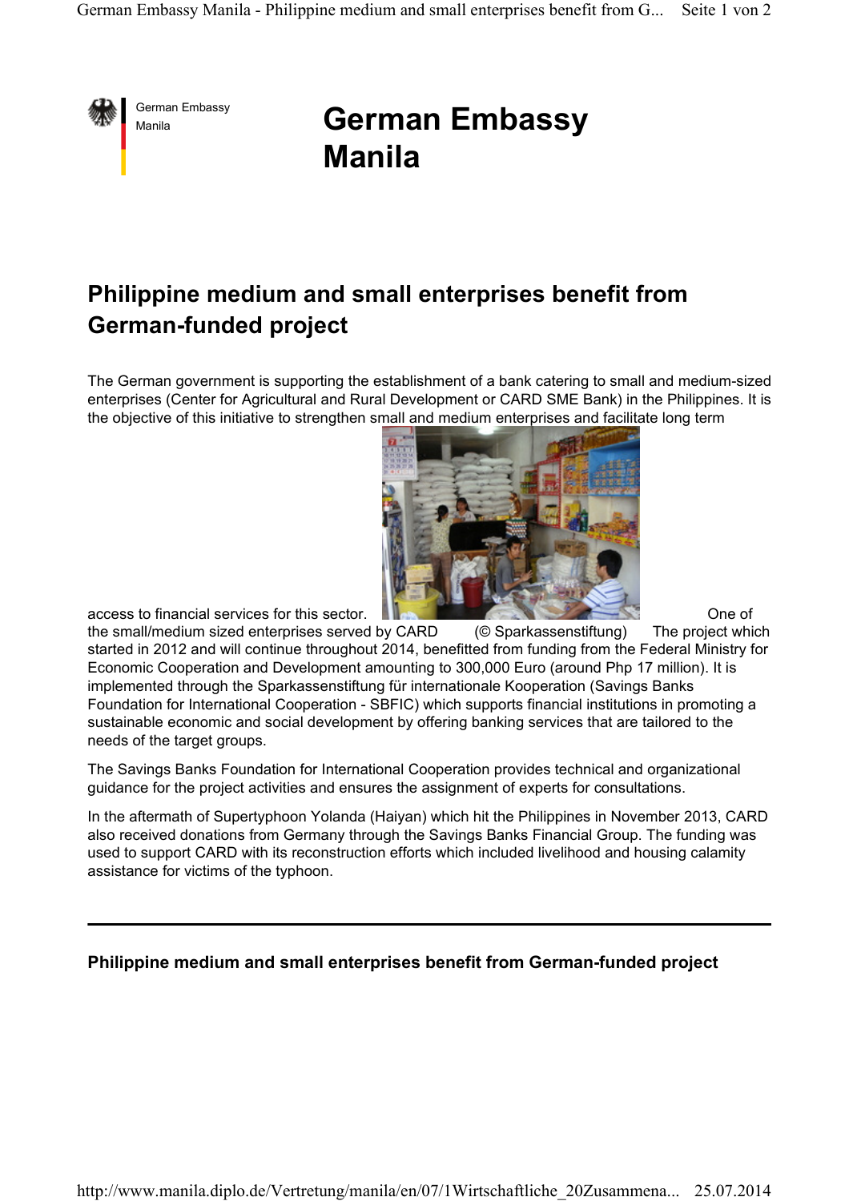# German Embassy Manila

## Philippine medium and small enterprises benefit from German-funded project

The German government is supporting the establishment of a bank catering to small and medium-sized enterprises (Center for Agricultural and Rural Development or CARD SME Bank) in the Philippines. It is the objective of this initiative to strengthen small and medium enterprises and facilitate long term access to financial services for this sector.

One of the small/medium sized enterprises served by CARD (© Sparkassenstiftung)

The project which started in 2012 and will continue throughout 2014, benefitted from funding from the Federal Ministry for Economic Cooperation and Development amounting to 300,000 Euro (around Php 17 million). It is implemented through the Sparkassenstiftung für internationale Kooperation (Savings Banks Foundation for International Cooperation - SBFIC) which supports financial institutions in promoting a sustainable economic and social development by offering banking services that are tailored to the needs of the target groups.

The Savings Banks Foundation for International Cooperation provides technical and organizational guidance for the project activities and ensures the assignment of experts for consultations.

In the aftermath of Supertyphoon Yolanda (Haiyan) which hit the Philippines in November 2013, CARD also received donations from Germany through the Savings Banks Financial Group. The funding was used to support CARD with its reconstruction efforts which included livelihood and housing calamity assistance for victims of the typhoon.

---

**Philippine medium and small enterprises benefit from German-funded project**